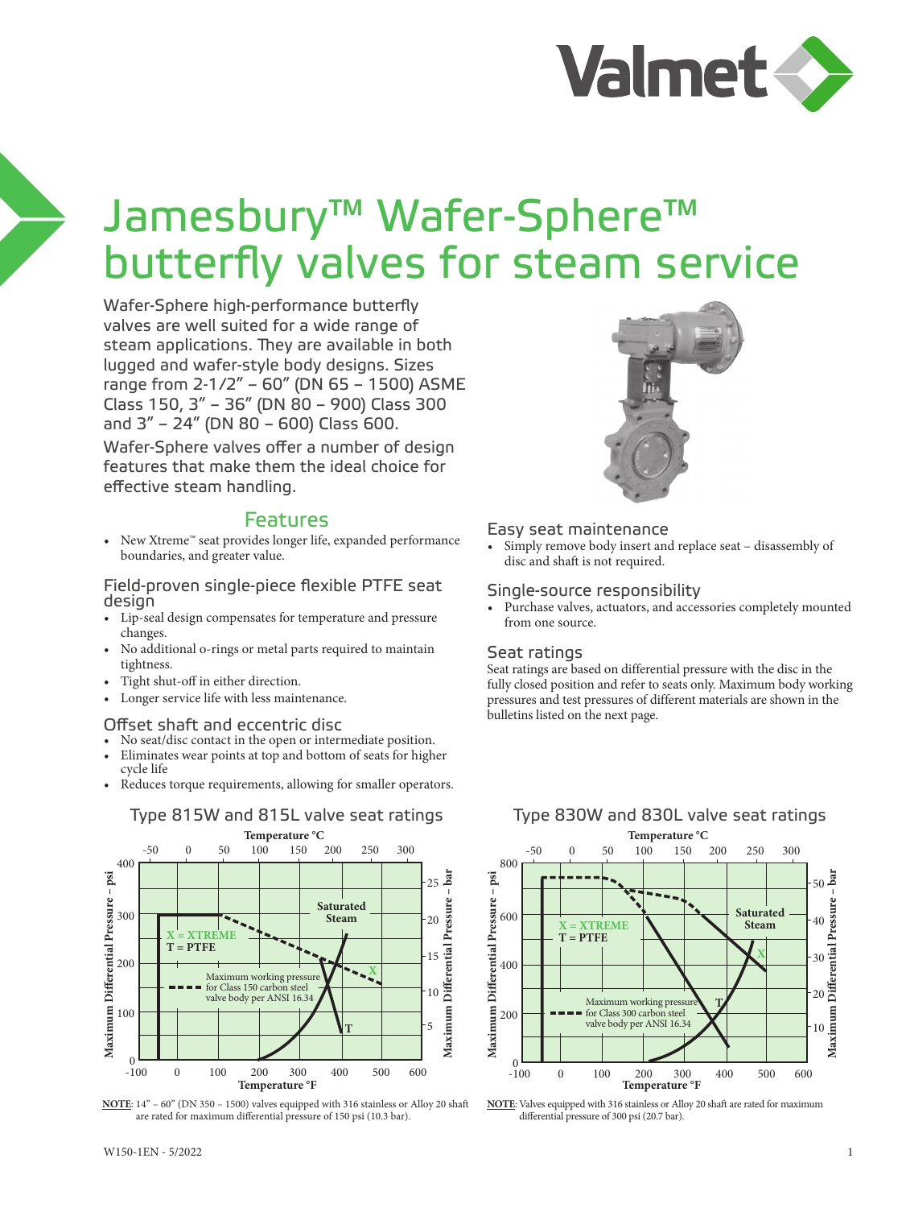# Jamesbury™ Wafer-Sphere™ butterfly valves for steam service

Wafer-Sphere high-performance butterfly valves are well suited for a wide range of steam applications. They are available in both lugged and wafer-style body designs. Sizes range from 2-1/2" – 60" (DN 65 – 1500) ASME Class 150, 3" – 36" (DN 80 – 900) Class 300 and 3" – 24" (DN 80 – 600) Class 600.

Wafer-Sphere valves offer a number of design features that make them the ideal choice for effective steam handling.

## Features

- New Xtreme™ seat provides longer life, expanded performance boundaries, and greater value.

### Field-proven single-piece flexible PTFE seat design

- Lip-seal design compensates for temperature and pressure changes.
- No additional o-rings or metal parts required to maintain tightness.
- Tight shut-off in either direction.
- Longer service life with less maintenance.

### Offset shaft and eccentric disc

- No seat/disc contact in the open or intermediate position.
- Eliminates wear points at top and bottom of seats for higher cycle life
- Reduces torque requirements, allowing for smaller operators.

### Easy seat maintenance

- Simply remove body insert and replace seat – disassembly of disc and shaft is not required.

### Single-source responsibility

- Purchase valves, actuators, and accessories completely mounted from one source.

### Seat ratings

Seat ratings are based on differential pressure with the disc in the fully closed position and refer to seats only. Maximum body working pressures and test pressures of different materials are shown in the bulletins listed on the next page.

### Type 815W and 815L valve seat ratings

Temperature °C: -50, 0, 50, 100, 150, 200, 250, 300
Maximum Differential Pressure – psi: 0, 100, 200, 300, 400
Maximum Differential Pressure – bar: 5, 10, 15, 20, 25
Temperature °F: -100, 0, 100, 200, 300, 400, 500, 600

X = XTREME
T = PTFE
Saturated Steam
Maximum working pressure for Class 150 carbon steel valve body per ANSI 16.34

**NOTE**: 14" – 60" (DN 350 – 1500) valves equipped with 316 stainless or Alloy 20 shaft are rated for maximum differential pressure of 150 psi (10.3 bar).

### Type 830W and 830L valve seat ratings

Temperature °C: -50, 0, 50, 100, 150, 200, 250, 300
Maximum Differential Pressure – psi: 0, 200, 400, 600, 800
Maximum Differential Pressure – bar: 10, 20, 30, 40, 50
Temperature °F: -100, 0, 100, 200, 300, 400, 500, 600

X = XTREME
T = PTFE
Saturated Steam
Maximum working pressure for Class 300 carbon steel valve body per ANSI 16.34

**NOTE**: Valves equipped with 316 stainless or Alloy 20 shaft are rated for maximum differential pressure of 300 psi (20.7 bar).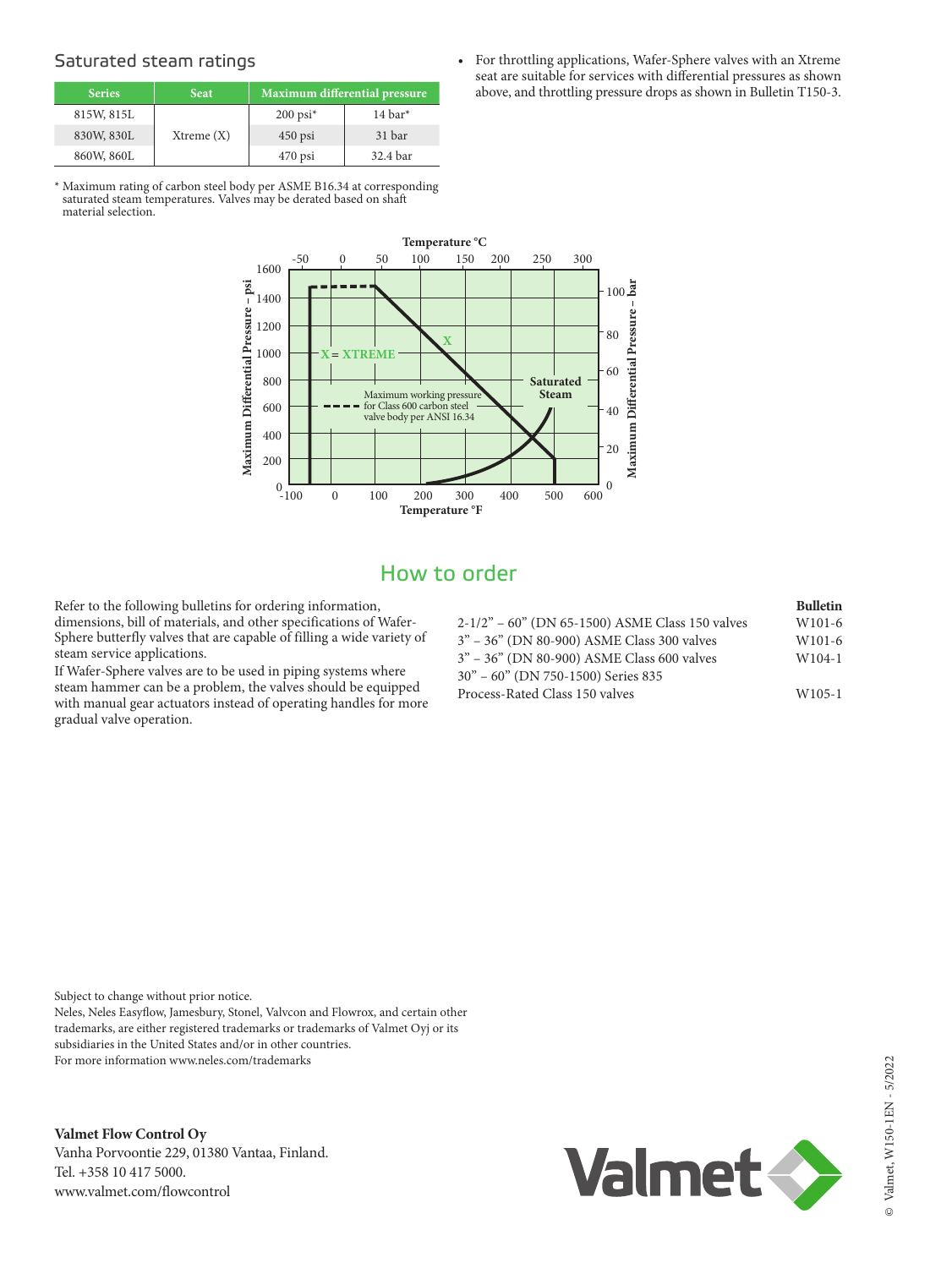## Saturated steam ratings

| Series | Seat | Maximum differential pressure | |
|---|---|---|---|
| 815W, 815L | Xtreme (X) | 200 psi* | 14 bar* |
| 830W, 830L | | 450 psi | 31 bar |
| 860W, 860L | | 470 psi | 32.4 bar |

\* Maximum rating of carbon steel body per ASME B16.34 at corresponding saturated steam temperatures. Valves may be derated based on shaft material selection.

- For throttling applications, Wafer-Sphere valves with an Xtreme seat are suitable for services with differential pressures as shown above, and throttling pressure drops as shown in Bulletin T150-3.

Temperature °C

-50 0 50 100 150 200 250 300

Maximum Differential Pressure – psi

1600 1400 1200 1000 800 600 400 200 0

Maximum Differential Pressure – bar

100 80 60 40 20 0

X = XTREME

X

Maximum working pressure for Class 600 carbon steel valve body per ANSI 16.34

Saturated Steam

-100 0 100 200 300 400 500 600

Temperature °F

## How to order

Refer to the following bulletins for ordering information, dimensions, bill of materials, and other specifications of Wafer-Sphere butterfly valves that are capable of filling a wide variety of steam service applications.

If Wafer-Sphere valves are to be used in piping systems where steam hammer can be a problem, the valves should be equipped with manual gear actuators instead of operating handles for more gradual valve operation.

| | Bulletin |
|---|---|
| 2-1/2" – 60" (DN 65-1500) ASME Class 150 valves | W101-6 |
| 3" – 36" (DN 80-900) ASME Class 300 valves | W101-6 |
| 3" – 36" (DN 80-900) ASME Class 600 valves | W104-1 |
| 30" – 60" (DN 750-1500) Series 835 Process-Rated Class 150 valves | W105-1 |

Subject to change without prior notice.
Neles, Neles Easyflow, Jamesbury, Stonel, Valvcon and Flowrox, and certain other trademarks, are either registered trademarks or trademarks of Valmet Oyj or its subsidiaries in the United States and/or in other countries.
For more information www.neles.com/trademarks

**Valmet Flow Control Oy**
Vanha Porvoontie 229, 01380 Vantaa, Finland.
Tel. +358 10 417 5000.
www.valmet.com/flowcontrol

© Valmet, W150-1EN - 5/2022